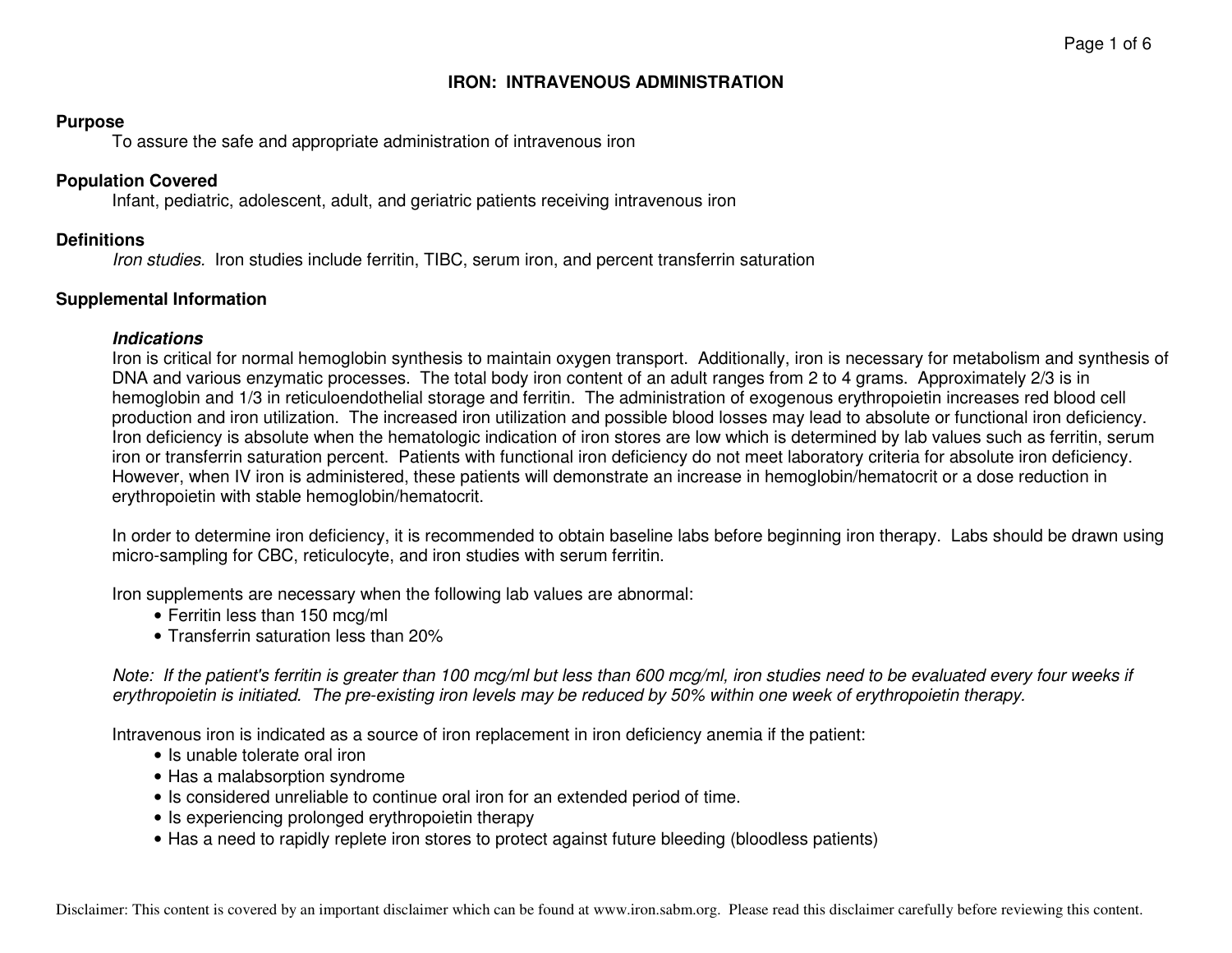# IRON: INTRAVENOUS ADMINISTRATION

## Purpose

To assure the safe and appropriate administration of intravenous iron

## Population Covered

Infant, pediatric, adolescent, adult, and geriatric patients receiving intravenous iron

## Definitions

*Iron studies.* Iron studies include ferritin, TIBC, serum iron, and percent transferrin saturation

## Supplemental Information

### *Indications*

Iron is critical for normal hemoglobin synthesis to maintain oxygen transport. Additionally, iron is necessary for metabolism and synthesis of DNA and various enzymatic processes. The total body iron content of an adult ranges from 2 to 4 grams. Approximately 2/3 is in hemoglobin and 1/3 in reticuloendothelial storage and ferritin. The administration of exogenous erythropoietin increases red blood cell production and iron utilization. The increased iron utilization and possible blood losses may lead to absolute or functional iron deficiency. Iron deficiency is absolute when the hematologic indication of iron stores are low which is determined by lab values such as ferritin, serum iron or transferrin saturation percent. Patients with functional iron deficiency do not meet laboratory criteria for absolute iron deficiency. However, when IV iron is administered, these patients will demonstrate an increase in hemoglobin/hematocrit or a dose reduction in erythropoietin with stable hemoglobin/hematocrit.

In order to determine iron deficiency, it is recommended to obtain baseline labs before beginning iron therapy. Labs should be drawn using micro-sampling for CBC, reticulocyte, and iron studies with serum ferritin.

Iron supplements are necessary when the following lab values are abnormal:

- Ferritin less than 150 mcg/ml
- Transferrin saturation less than 20%

*Note: If the patient's ferritin is greater than 100 mcg/ml but less than 600 mcg/ml, iron studies need to be evaluated every four weeks if erythropoietin is initiated. The pre-existing iron levels may be reduced by 50% within one week of erythropoietin therapy.*

Intravenous iron is indicated as a source of iron replacement in iron deficiency anemia if the patient:

- Is unable tolerate oral iron
- Has a malabsorption syndrome
- Is considered unreliable to continue oral iron for an extended period of time.
- Is experiencing prolonged erythropoietin therapy
- Has a need to rapidly replete iron stores to protect against future bleeding (bloodless patients)

Disclaimer: This content is covered by an important disclaimer which can be found at www.iron.sabm.org. Please read this disclaimer carefully before reviewing this content.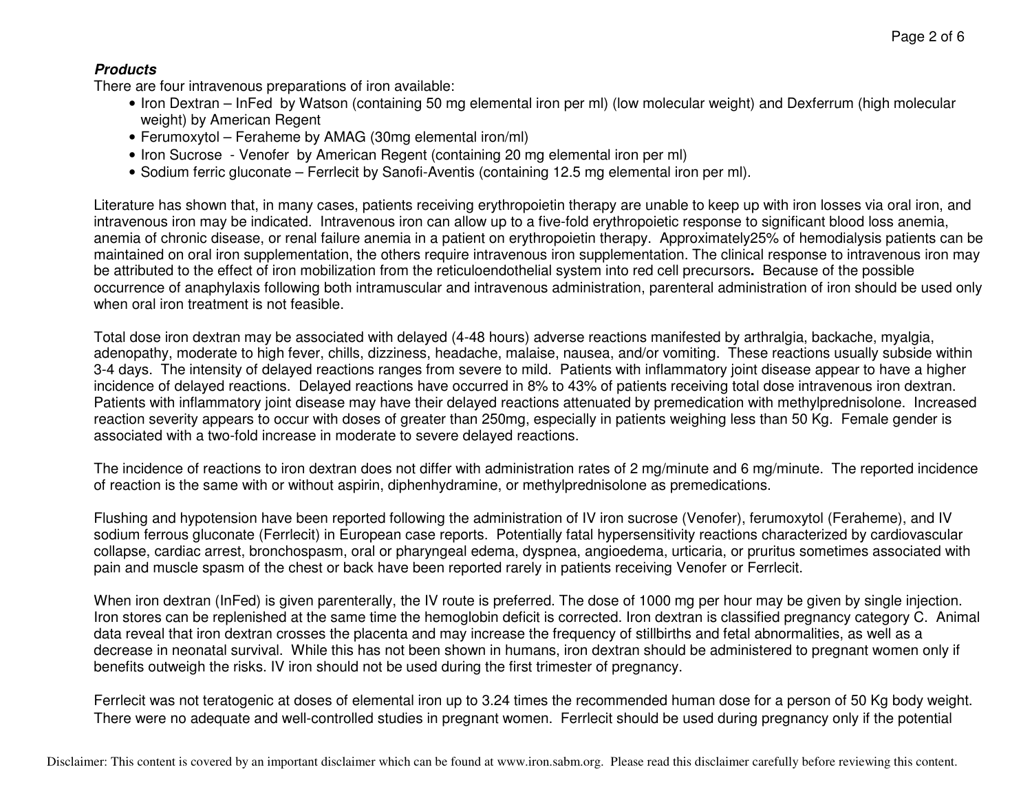***Products***

There are four intravenous preparations of iron available:

- Iron Dextran – InFed by Watson (containing 50 mg elemental iron per ml) (low molecular weight) and Dexferrum (high molecular weight) by American Regent
- Ferumoxytol – Feraheme by AMAG (30mg elemental iron/ml)
- Iron Sucrose - Venofer by American Regent (containing 20 mg elemental iron per ml)
- Sodium ferric gluconate – Ferrlecit by Sanofi-Aventis (containing 12.5 mg elemental iron per ml).

Literature has shown that, in many cases, patients receiving erythropoietin therapy are unable to keep up with iron losses via oral iron, and intravenous iron may be indicated. Intravenous iron can allow up to a five-fold erythropoietic response to significant blood loss anemia, anemia of chronic disease, or renal failure anemia in a patient on erythropoietin therapy. Approximately25% of hemodialysis patients can be maintained on oral iron supplementation, the others require intravenous iron supplementation. The clinical response to intravenous iron may be attributed to the effect of iron mobilization from the reticuloendothelial system into red cell precursors**.** Because of the possible occurrence of anaphylaxis following both intramuscular and intravenous administration, parenteral administration of iron should be used only when oral iron treatment is not feasible.

Total dose iron dextran may be associated with delayed (4-48 hours) adverse reactions manifested by arthralgia, backache, myalgia, adenopathy, moderate to high fever, chills, dizziness, headache, malaise, nausea, and/or vomiting. These reactions usually subside within 3-4 days. The intensity of delayed reactions ranges from severe to mild. Patients with inflammatory joint disease appear to have a higher incidence of delayed reactions. Delayed reactions have occurred in 8% to 43% of patients receiving total dose intravenous iron dextran. Patients with inflammatory joint disease may have their delayed reactions attenuated by premedication with methylprednisolone. Increased reaction severity appears to occur with doses of greater than 250mg, especially in patients weighing less than 50 Kg. Female gender is associated with a two-fold increase in moderate to severe delayed reactions.

The incidence of reactions to iron dextran does not differ with administration rates of 2 mg/minute and 6 mg/minute. The reported incidence of reaction is the same with or without aspirin, diphenhydramine, or methylprednisolone as premedications.

Flushing and hypotension have been reported following the administration of IV iron sucrose (Venofer), ferumoxytol (Feraheme), and IV sodium ferrous gluconate (Ferrlecit) in European case reports. Potentially fatal hypersensitivity reactions characterized by cardiovascular collapse, cardiac arrest, bronchospasm, oral or pharyngeal edema, dyspnea, angioedema, urticaria, or pruritus sometimes associated with pain and muscle spasm of the chest or back have been reported rarely in patients receiving Venofer or Ferrlecit.

When iron dextran (InFed) is given parenterally, the IV route is preferred. The dose of 1000 mg per hour may be given by single injection. Iron stores can be replenished at the same time the hemoglobin deficit is corrected. Iron dextran is classified pregnancy category C. Animal data reveal that iron dextran crosses the placenta and may increase the frequency of stillbirths and fetal abnormalities, as well as a decrease in neonatal survival. While this has not been shown in humans, iron dextran should be administered to pregnant women only if benefits outweigh the risks. IV iron should not be used during the first trimester of pregnancy.

Ferrlecit was not teratogenic at doses of elemental iron up to 3.24 times the recommended human dose for a person of 50 Kg body weight. There were no adequate and well-controlled studies in pregnant women. Ferrlecit should be used during pregnancy only if the potential

Disclaimer: This content is covered by an important disclaimer which can be found at www.iron.sabm.org. Please read this disclaimer carefully before reviewing this content.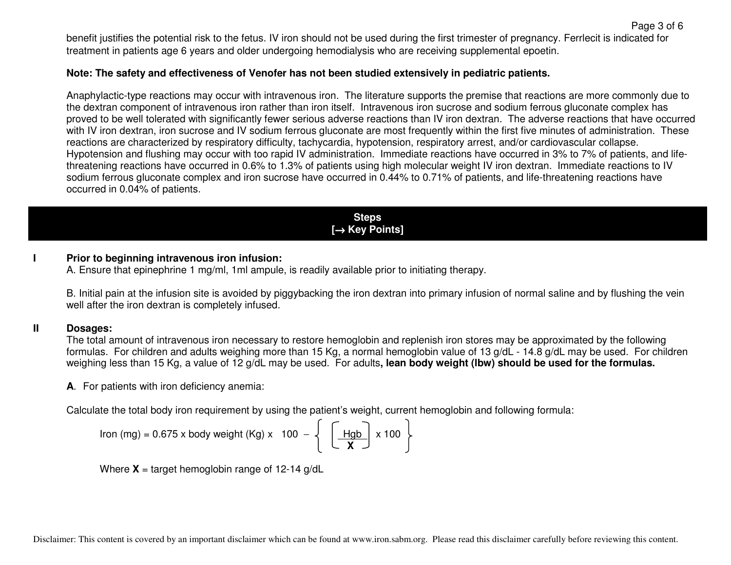benefit justifies the potential risk to the fetus. IV iron should not be used during the first trimester of pregnancy. Ferrlecit is indicated for treatment in patients age 6 years and older undergoing hemodialysis who are receiving supplemental epoetin.

**Note: The safety and effectiveness of Venofer has not been studied extensively in pediatric patients.**

Anaphylactic-type reactions may occur with intravenous iron. The literature supports the premise that reactions are more commonly due to the dextran component of intravenous iron rather than iron itself. Intravenous iron sucrose and sodium ferrous gluconate complex has proved to be well tolerated with significantly fewer serious adverse reactions than IV iron dextran. The adverse reactions that have occurred with IV iron dextran, iron sucrose and IV sodium ferrous gluconate are most frequently within the first five minutes of administration. These reactions are characterized by respiratory difficulty, tachycardia, hypotension, respiratory arrest, and/or cardiovascular collapse. Hypotension and flushing may occur with too rapid IV administration. Immediate reactions have occurred in 3% to 7% of patients, and life-threatening reactions have occurred in 0.6% to 1.3% of patients using high molecular weight IV iron dextran. Immediate reactions to IV sodium ferrous gluconate complex and iron sucrose have occurred in 0.44% to 0.71% of patients, and life-threatening reactions have occurred in 0.04% of patients.

## Steps
## [→ Key Points]

**I Prior to beginning intravenous iron infusion:**

A. Ensure that epinephrine 1 mg/ml, 1ml ampule, is readily available prior to initiating therapy.

B. Initial pain at the infusion site is avoided by piggybacking the iron dextran into primary infusion of normal saline and by flushing the vein well after the iron dextran is completely infused.

**II Dosages:**

The total amount of intravenous iron necessary to restore hemoglobin and replenish iron stores may be approximated by the following formulas. For children and adults weighing more than 15 Kg, a normal hemoglobin value of 13 g/dL - 14.8 g/dL may be used. For children weighing less than 15 Kg, a value of 12 g/dL may be used. For adults**, lean body weight (lbw) should be used for the formulas.**

**A**. For patients with iron deficiency anemia:

Calculate the total body iron requirement by using the patient's weight, current hemoglobin and following formula:

$$\text{Iron (mg)} = 0.675 \times \text{body weight (Kg)} \times \; 100 - \left\{ \left[ \frac{\text{Hgb}}{\mathbf{X}} \right] \times 100 \right\}$$

Where **X** = target hemoglobin range of 12-14 g/dL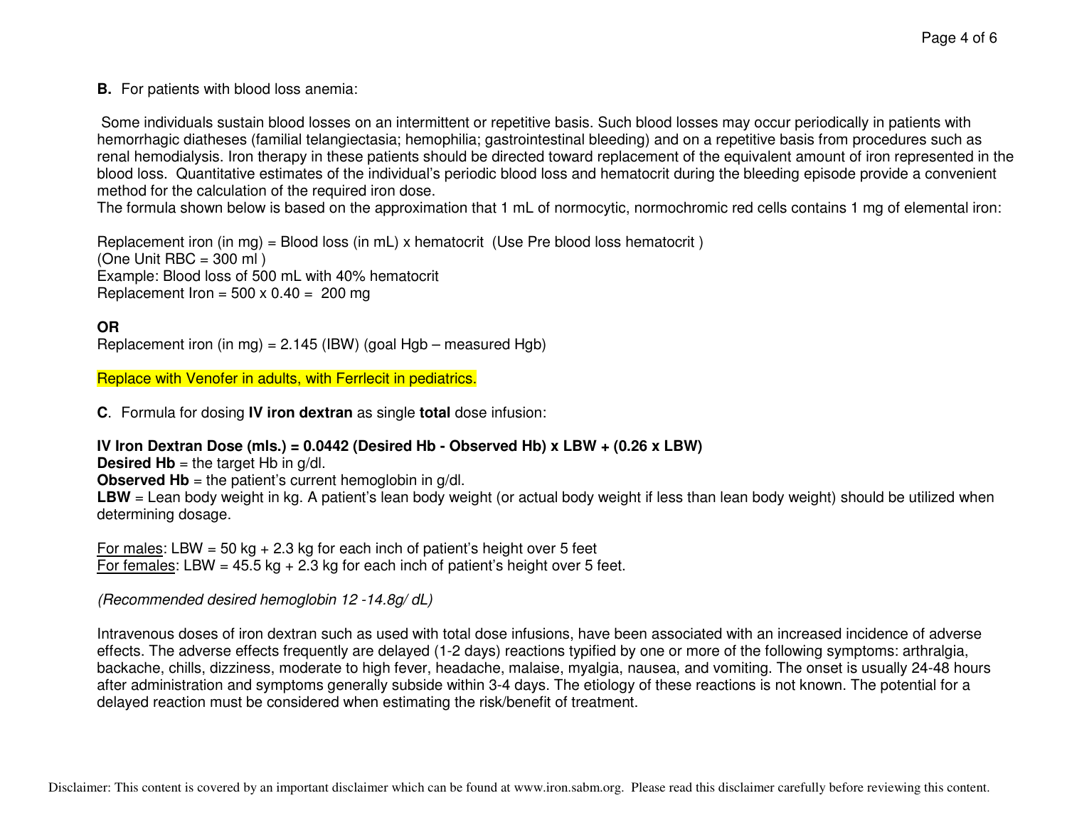**B.** For patients with blood loss anemia:

Some individuals sustain blood losses on an intermittent or repetitive basis. Such blood losses may occur periodically in patients with hemorrhagic diatheses (familial telangiectasia; hemophilia; gastrointestinal bleeding) and on a repetitive basis from procedures such as renal hemodialysis. Iron therapy in these patients should be directed toward replacement of the equivalent amount of iron represented in the blood loss. Quantitative estimates of the individual's periodic blood loss and hematocrit during the bleeding episode provide a convenient method for the calculation of the required iron dose.
The formula shown below is based on the approximation that 1 mL of normocytic, normochromic red cells contains 1 mg of elemental iron:

Replacement iron (in mg) = Blood loss (in mL) x hematocrit (Use Pre blood loss hematocrit )
(One Unit RBC = 300 ml )
Example: Blood loss of 500 mL with 40% hematocrit
Replacement Iron = 500 x 0.40 = 200 mg

**OR**
Replacement iron (in mg) = 2.145 (IBW) (goal Hgb – measured Hgb)

Replace with Venofer in adults, with Ferrlecit in pediatrics.

**C**. Formula for dosing **IV iron dextran** as single **total** dose infusion:

**IV Iron Dextran Dose (mls.) = 0.0442 (Desired Hb - Observed Hb) x LBW + (0.26 x LBW)**
**Desired Hb** = the target Hb in g/dl.
**Observed Hb** = the patient's current hemoglobin in g/dl.
**LBW** = Lean body weight in kg. A patient's lean body weight (or actual body weight if less than lean body weight) should be utilized when determining dosage.

For males: LBW = 50 kg + 2.3 kg for each inch of patient's height over 5 feet
For females: LBW = 45.5 kg + 2.3 kg for each inch of patient's height over 5 feet.

*(Recommended desired hemoglobin 12 -14.8g/ dL)*

Intravenous doses of iron dextran such as used with total dose infusions, have been associated with an increased incidence of adverse effects. The adverse effects frequently are delayed (1-2 days) reactions typified by one or more of the following symptoms: arthralgia, backache, chills, dizziness, moderate to high fever, headache, malaise, myalgia, nausea, and vomiting. The onset is usually 24-48 hours after administration and symptoms generally subside within 3-4 days. The etiology of these reactions is not known. The potential for a delayed reaction must be considered when estimating the risk/benefit of treatment.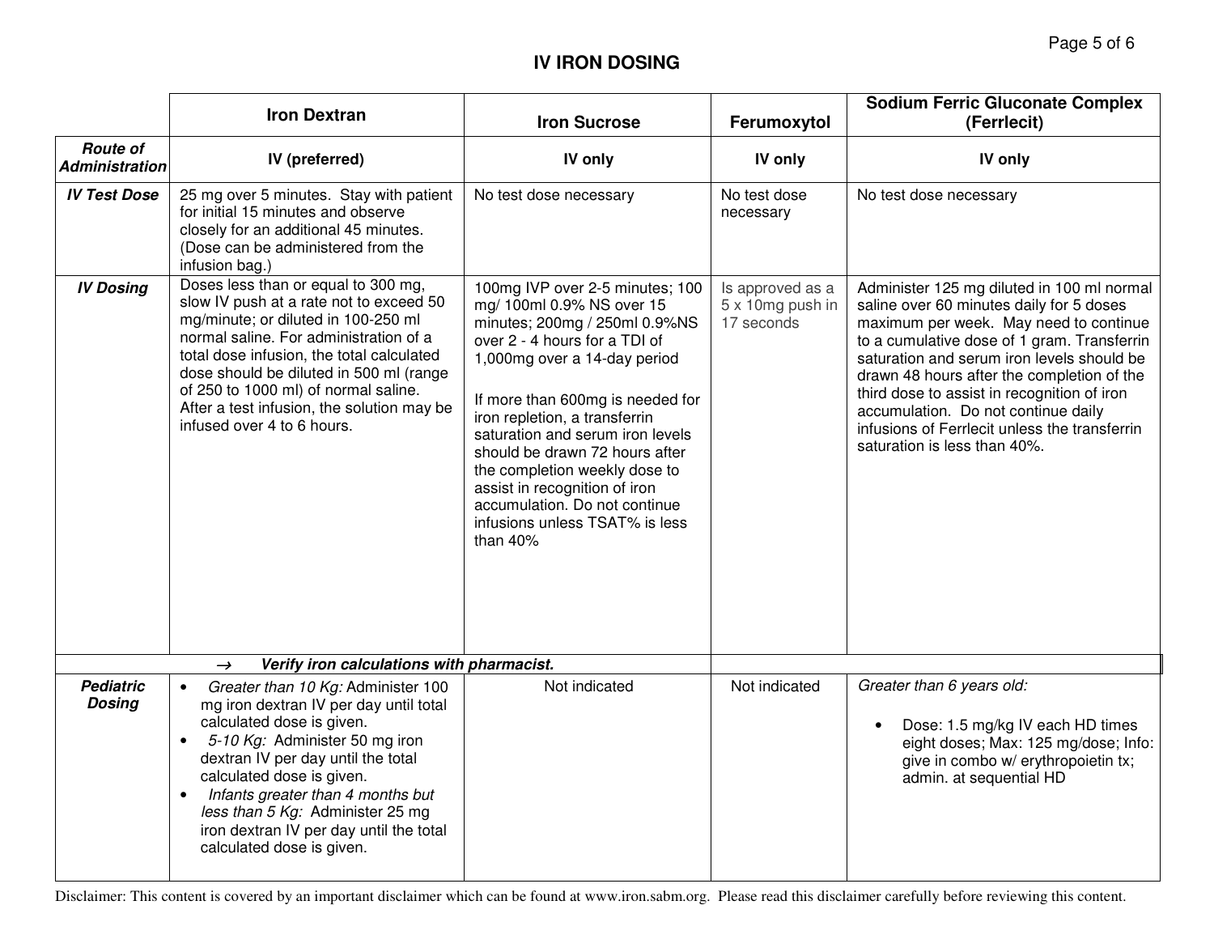# IV IRON DOSING

| | Iron Dextran | Iron Sucrose | Ferumoxytol | Sodium Ferric Gluconate Complex (Ferrlecit) |
|---|---|---|---|---|
| ***Route of Administration*** | **IV (preferred)** | **IV only** | **IV only** | **IV only** |
| ***IV Test Dose*** | 25 mg over 5 minutes. Stay with patient for initial 15 minutes and observe closely for an additional 45 minutes. (Dose can be administered from the infusion bag.) | No test dose necessary | No test dose necessary | No test dose necessary |
| ***IV Dosing*** | Doses less than or equal to 300 mg, slow IV push at a rate not to exceed 50 mg/minute; or diluted in 100-250 ml normal saline. For administration of a total dose infusion, the total calculated dose should be diluted in 500 ml (range of 250 to 1000 ml) of normal saline. After a test infusion, the solution may be infused over 4 to 6 hours. | 100mg IVP over 2-5 minutes; 100 mg/ 100ml 0.9% NS over 15 minutes; 200mg / 250ml 0.9%NS over 2 - 4 hours for a TDI of 1,000mg over a 14-day period<br><br>If more than 600mg is needed for iron repletion, a transferrin saturation and serum iron levels should be drawn 72 hours after the completion weekly dose to assist in recognition of iron accumulation. Do not continue infusions unless TSAT% is less than 40% | Is approved as a 5 x 10mg push in 17 seconds | Administer 125 mg diluted in 100 ml normal saline over 60 minutes daily for 5 doses maximum per week. May need to continue to a cumulative dose of 1 gram. Transferrin saturation and serum iron levels should be drawn 48 hours after the completion of the third dose to assist in recognition of iron accumulation. Do not continue daily infusions of Ferrlecit unless the transferrin saturation is less than 40%. |
| → ***Verify iron calculations with pharmacist.*** | | | | |
| ***Pediatric Dosing*** | • *Greater than 10 Kg:* Administer 100 mg iron dextran IV per day until total calculated dose is given.<br>• *5-10 Kg:* Administer 50 mg iron dextran IV per day until the total calculated dose is given.<br>• *Infants greater than 4 months but less than 5 Kg:* Administer 25 mg iron dextran IV per day until the total calculated dose is given. | Not indicated | Not indicated | *Greater than 6 years old:*<br><br>• Dose: 1.5 mg/kg IV each HD times eight doses; Max: 125 mg/dose; Info: give in combo w/ erythropoietin tx; admin. at sequential HD |

Disclaimer: This content is covered by an important disclaimer which can be found at www.iron.sabm.org. Please read this disclaimer carefully before reviewing this content.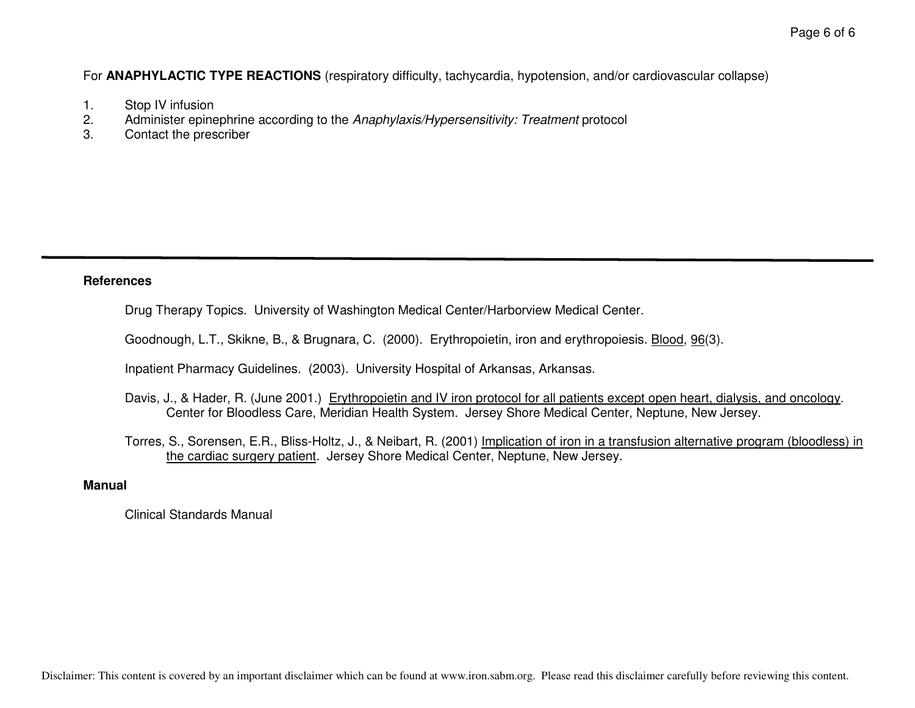For **ANAPHYLACTIC TYPE REACTIONS** (respiratory difficulty, tachycardia, hypotension, and/or cardiovascular collapse)

1. Stop IV infusion
2. Administer epinephrine according to the *Anaphylaxis/Hypersensitivity: Treatment* protocol
3. Contact the prescriber

---

**References**

Drug Therapy Topics. University of Washington Medical Center/Harborview Medical Center.

Goodnough, L.T., Skikne, B., & Brugnara, C. (2000). Erythropoietin, iron and erythropoiesis. Blood, 96(3).

Inpatient Pharmacy Guidelines. (2003). University Hospital of Arkansas, Arkansas.

Davis, J., & Hader, R. (June 2001.) Erythropoietin and IV iron protocol for all patients except open heart, dialysis, and oncology. Center for Bloodless Care, Meridian Health System. Jersey Shore Medical Center, Neptune, New Jersey.

Torres, S., Sorensen, E.R., Bliss-Holtz, J., & Neibart, R. (2001) Implication of iron in a transfusion alternative program (bloodless) in the cardiac surgery patient. Jersey Shore Medical Center, Neptune, New Jersey.

**Manual**

Clinical Standards Manual

Disclaimer: This content is covered by an important disclaimer which can be found at www.iron.sabm.org. Please read this disclaimer carefully before reviewing this content.